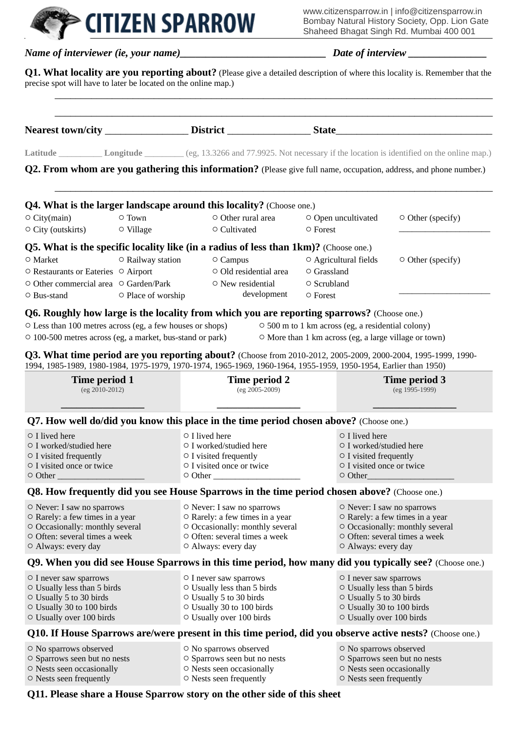# CITIZEN SPARROW

www.citizensparrow.in | info@citizensparrow.in
Bombay Natural History Society, Opp. Lion Gate
Shaheed Bhagat Singh Rd. Mumbai 400 001

***Name of interviewer (ie, your name)***_____________________________ ***Date of interview*** _______________

**Q1. What locality are you reporting about?** (Please give a detailed description of where this locality is. Remember that the precise spot will have to later be located on the online map.)

_______________________________________________________________________________________

_______________________________________________________________________________________

**Nearest town/city** ________________ **District** ________________ **State**________________________________

Latitude _________ Longitude _________ (eg, 13.3266 and 77.9925. Not necessary if the location is identified on the online map.)

**Q2. From whom are you gathering this information?** (Please give full name, occupation, address, and phone number.)

_______________________________________________________________________________________

**Q4. What is the larger landscape around this locality?** (Choose one.)

- ○ City(main)
- ○ City (outskirts)
- ○ Town
- ○ Village
- ○ Other rural area
- ○ Cultivated
- ○ Open uncultivated
- ○ Forest
- ○ Other (specify) ____________________

**Q5. What is the specific locality like (in a radius of less than 1km)?** (Choose one.)

- ○ Market
- ○ Restaurants or Eateries
- ○ Other commercial area
- ○ Bus-stand
- ○ Railway station
- ○ Airport
- ○ Garden/Park
- ○ Place of worship
- ○ Campus
- ○ Old residential area
- ○ New residential development
- ○ Agricultural fields
- ○ Grassland
- ○ Scrubland
- ○ Forest
- ○ Other (specify) ____________________

**Q6. Roughly how large is the locality from which you are reporting sparrows?** (Choose one.)

- ○ Less than 100 metres across (eg, a few houses or shops)
- ○ 100-500 metres across (eg, a market, bus-stand or park)
- ○ 500 m to 1 km across (eg, a residential colony)
- ○ More than 1 km across (eg, a large village or town)

**Q3. What time period are you reporting about?** (Choose from 2010-2012, 2005-2009, 2000-2004, 1995-1999, 1990-1994, 1985-1989, 1980-1984, 1975-1979, 1970-1974, 1965-1969, 1960-1964, 1955-1959, 1950-1954, Earlier than 1950)

| **Time period 1** (eg 2010-2012) ________________ | **Time period 2** (eg 2005-2009) ________________ | **Time period 3** (eg 1995-1999) ________________ |
|---|---|---|

**Q7. How well do/did you know this place in the time period chosen above?** (Choose one.)

| Time period 1 | Time period 2 | Time period 3 |
|---|---|---|
| ○ I lived here | ○ I lived here | ○ I lived here |
| ○ I worked/studied here | ○ I worked/studied here | ○ I worked/studied here |
| ○ I visited frequently | ○ I visited frequently | ○ I visited frequently |
| ○ I visited once or twice | ○ I visited once or twice | ○ I visited once or twice |
| ○ Other ____________________ | ○ Other ____________________ | ○ Other____________________ |

**Q8. How frequently did you see House Sparrows in the time period chosen above?** (Choose one.)

| Time period 1 | Time period 2 | Time period 3 |
|---|---|---|
| ○ Never: I saw no sparrows | ○ Never: I saw no sparrows | ○ Never: I saw no sparrows |
| ○ Rarely: a few times in a year | ○ Rarely: a few times in a year | ○ Rarely: a few times in a year |
| ○ Occasionally: monthly several | ○ Occasionally: monthly several | ○ Occasionally: monthly several |
| ○ Often: several times a week | ○ Often: several times a week | ○ Often: several times a week |
| ○ Always: every day | ○ Always: every day | ○ Always: every day |

**Q9. When you did see House Sparrows in this time period, how many did you typically see?** (Choose one.)

| Time period 1 | Time period 2 | Time period 3 |
|---|---|---|
| ○ I never saw sparrows | ○ I never saw sparrows | ○ I never saw sparrows |
| ○ Usually less than 5 birds | ○ Usually less than 5 birds | ○ Usually less than 5 birds |
| ○ Usually 5 to 30 birds | ○ Usually 5 to 30 birds | ○ Usually 5 to 30 birds |
| ○ Usually 30 to 100 birds | ○ Usually 30 to 100 birds | ○ Usually 30 to 100 birds |
| ○ Usually over 100 birds | ○ Usually over 100 birds | ○ Usually over 100 birds |

**Q10. If House Sparrows are/were present in this time period, did you observe active nests?** (Choose one.)

| Time period 1 | Time period 2 | Time period 3 |
|---|---|---|
| ○ No sparrows observed | ○ No sparrows observed | ○ No sparrows observed |
| ○ Sparrows seen but no nests | ○ Sparrows seen but no nests | ○ Sparrows seen but no nests |
| ○ Nests seen occasionally | ○ Nests seen occasionally | ○ Nests seen occasionally |
| ○ Nests seen frequently | ○ Nests seen frequently | ○ Nests seen frequently |

**Q11. Please share a House Sparrow story on the other side of this sheet**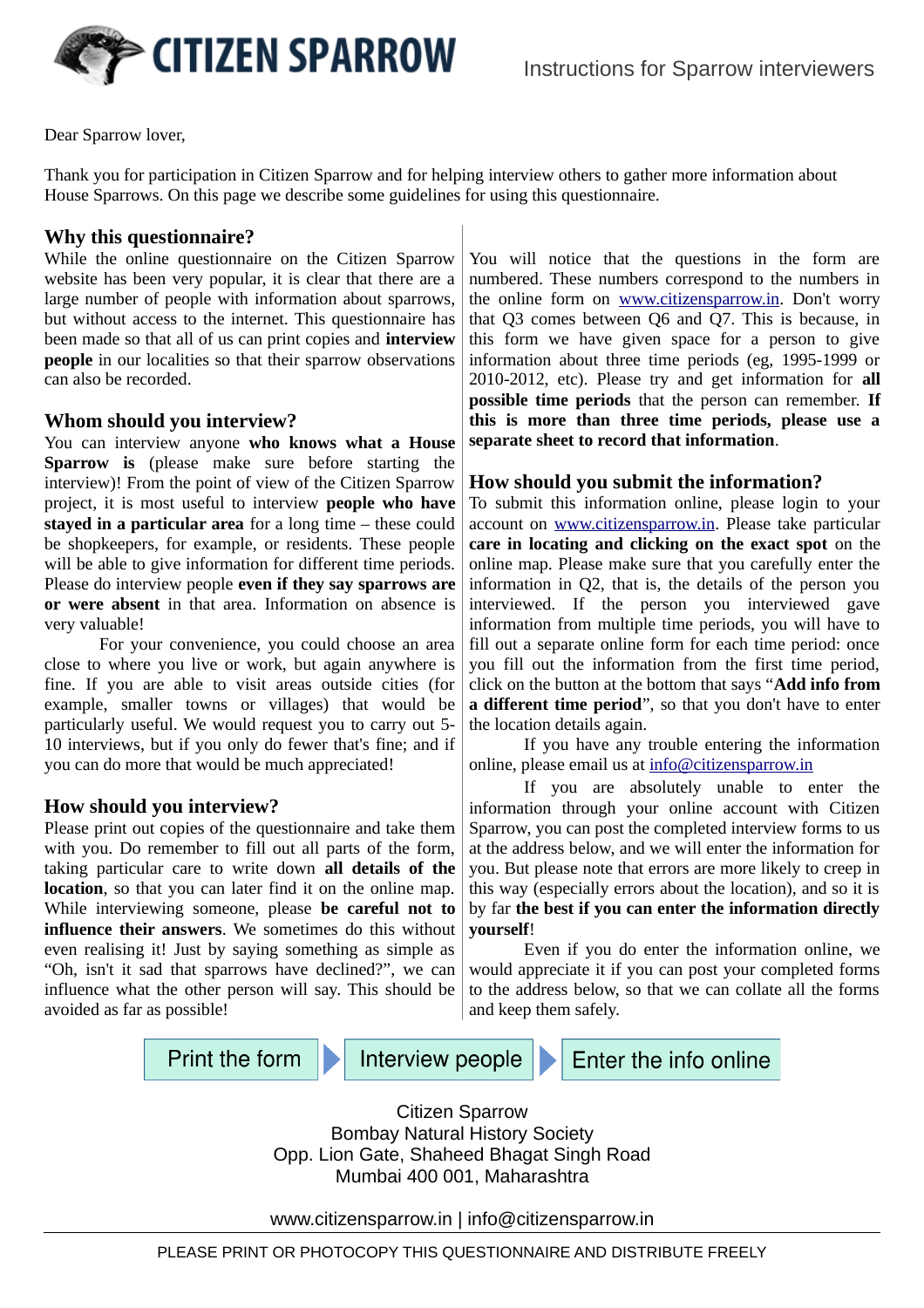# CITIZEN SPARROW

Instructions for Sparrow interviewers

Dear Sparrow lover,

Thank you for participation in Citizen Sparrow and for helping interview others to gather more information about House Sparrows. On this page we describe some guidelines for using this questionnaire.

## Why this questionnaire?

While the online questionnaire on the Citizen Sparrow website has been very popular, it is clear that there are a large number of people with information about sparrows, but without access to the internet. This questionnaire has been made so that all of us can print copies and **interview people** in our localities so that their sparrow observations can also be recorded.

## Whom should you interview?

You can interview anyone **who knows what a House Sparrow is** (please make sure before starting the interview)! From the point of view of the Citizen Sparrow project, it is most useful to interview **people who have stayed in a particular area** for a long time – these could be shopkeepers, for example, or residents. These people will be able to give information for different time periods. Please do interview people **even if they say sparrows are or were absent** in that area. Information on absence is very valuable!

For your convenience, you could choose an area close to where you live or work, but again anywhere is fine. If you are able to visit areas outside cities (for example, smaller towns or villages) that would be particularly useful. We would request you to carry out 5-10 interviews, but if you only do fewer that's fine; and if you can do more that would be much appreciated!

## How should you interview?

Please print out copies of the questionnaire and take them with you. Do remember to fill out all parts of the form, taking particular care to write down **all details of the location**, so that you can later find it on the online map. While interviewing someone, please **be careful not to influence their answers**. We sometimes do this without even realising it! Just by saying something as simple as "Oh, isn't it sad that sparrows have declined?", we can influence what the other person will say. This should be avoided as far as possible!

You will notice that the questions in the form are numbered. These numbers correspond to the numbers in the online form on www.citizensparrow.in. Don't worry that Q3 comes between Q6 and Q7. This is because, in this form we have given space for a person to give information about three time periods (eg, 1995-1999 or 2010-2012, etc). Please try and get information for **all possible time periods** that the person can remember. **If this is more than three time periods, please use a separate sheet to record that information**.

## How should you submit the information?

To submit this information online, please login to your account on www.citizensparrow.in. Please take particular **care in locating and clicking on the exact spot** on the online map. Please make sure that you carefully enter the information in Q2, that is, the details of the person you interviewed. If the person you interviewed gave information from multiple time periods, you will have to fill out a separate online form for each time period: once you fill out the information from the first time period, click on the button at the bottom that says "**Add info from a different time period**", so that you don't have to enter the location details again.

If you have any trouble entering the information online, please email us at info@citizensparrow.in

If you are absolutely unable to enter the information through your online account with Citizen Sparrow, you can post the completed interview forms to us at the address below, and we will enter the information for you. But please note that errors are more likely to creep in this way (especially errors about the location), and so it is by far **the best if you can enter the information directly yourself**!

Even if you do enter the information online, we would appreciate it if you can post your completed forms to the address below, so that we can collate all the forms and keep them safely.

Print the form → Interview people → Enter the info online

Citizen Sparrow
Bombay Natural History Society
Opp. Lion Gate, Shaheed Bhagat Singh Road
Mumbai 400 001, Maharashtra

www.citizensparrow.in | info@citizensparrow.in

PLEASE PRINT OR PHOTOCOPY THIS QUESTIONNAIRE AND DISTRIBUTE FREELY